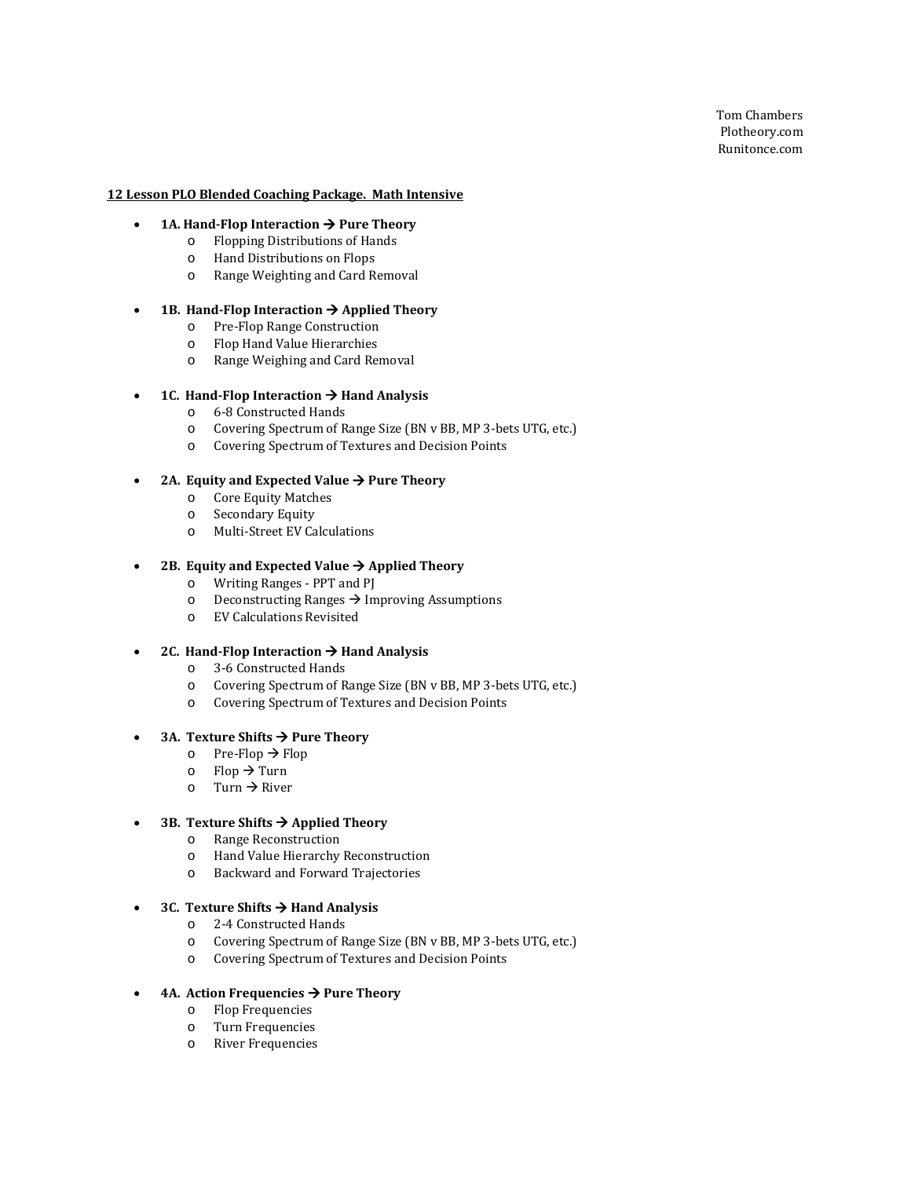Tom Chambers
Plotheory.com
Runitonce.com

**<u>12 Lesson PLO Blended Coaching Package. Math Intensive</u>**

- **1A. Hand-Flop Interaction → Pure Theory**
  - Flopping Distributions of Hands
  - Hand Distributions on Flops
  - Range Weighting and Card Removal
- **1B. Hand-Flop Interaction → Applied Theory**
  - Pre-Flop Range Construction
  - Flop Hand Value Hierarchies
  - Range Weighing and Card Removal
- **1C. Hand-Flop Interaction → Hand Analysis**
  - 6-8 Constructed Hands
  - Covering Spectrum of Range Size (BN v BB, MP 3-bets UTG, etc.)
  - Covering Spectrum of Textures and Decision Points
- **2A. Equity and Expected Value → Pure Theory**
  - Core Equity Matches
  - Secondary Equity
  - Multi-Street EV Calculations
- **2B. Equity and Expected Value → Applied Theory**
  - Writing Ranges - PPT and PJ
  - Deconstructing Ranges → Improving Assumptions
  - EV Calculations Revisited
- **2C. Hand-Flop Interaction → Hand Analysis**
  - 3-6 Constructed Hands
  - Covering Spectrum of Range Size (BN v BB, MP 3-bets UTG, etc.)
  - Covering Spectrum of Textures and Decision Points
- **3A. Texture Shifts → Pure Theory**
  - Pre-Flop → Flop
  - Flop → Turn
  - Turn → River
- **3B. Texture Shifts → Applied Theory**
  - Range Reconstruction
  - Hand Value Hierarchy Reconstruction
  - Backward and Forward Trajectories
- **3C. Texture Shifts → Hand Analysis**
  - 2-4 Constructed Hands
  - Covering Spectrum of Range Size (BN v BB, MP 3-bets UTG, etc.)
  - Covering Spectrum of Textures and Decision Points
- **4A. Action Frequencies → Pure Theory**
  - Flop Frequencies
  - Turn Frequencies
  - River Frequencies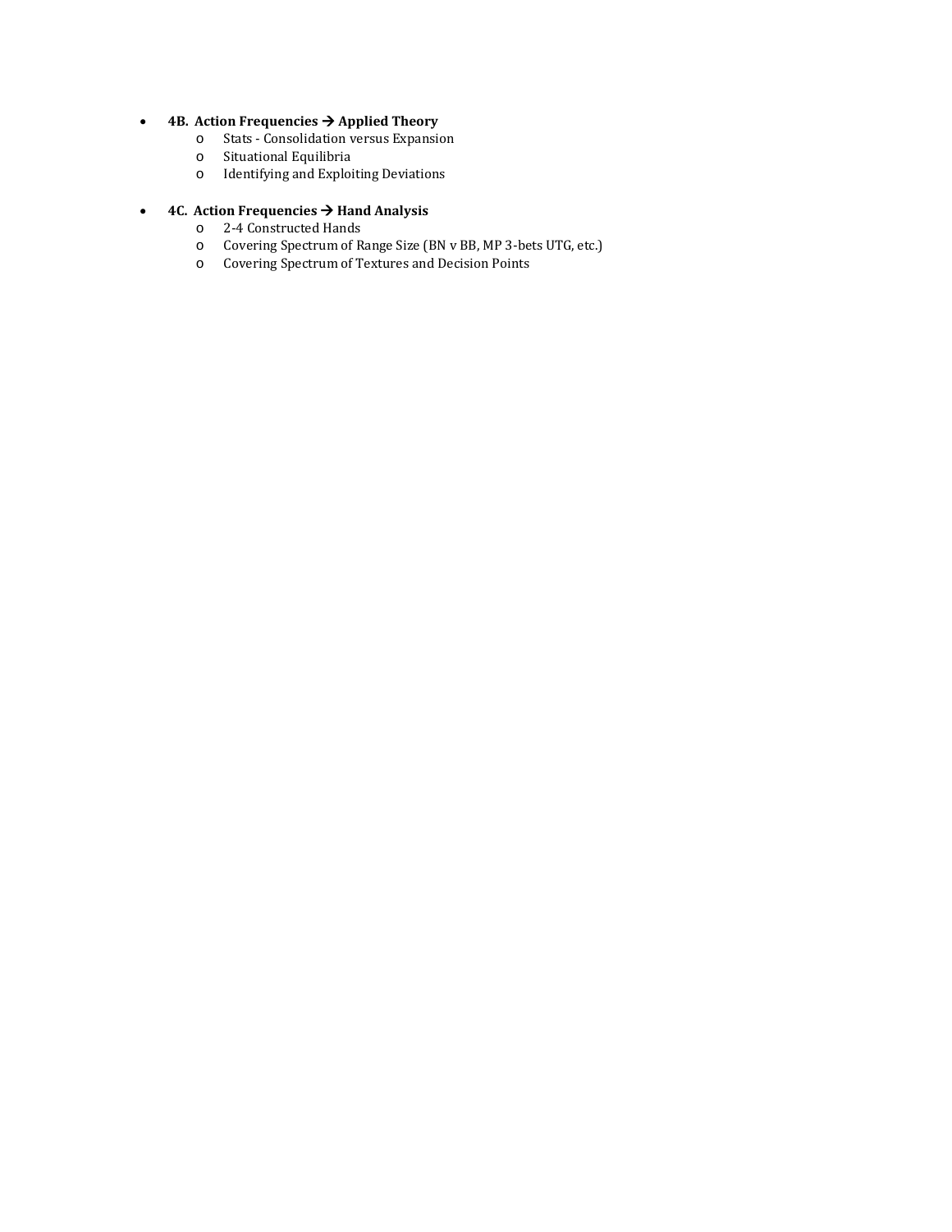- **4B. Action Frequencies → Applied Theory**
  - Stats - Consolidation versus Expansion
  - Situational Equilibria
  - Identifying and Exploiting Deviations

- **4C. Action Frequencies → Hand Analysis**
  - 2-4 Constructed Hands
  - Covering Spectrum of Range Size (BN v BB, MP 3-bets UTG, etc.)
  - Covering Spectrum of Textures and Decision Points